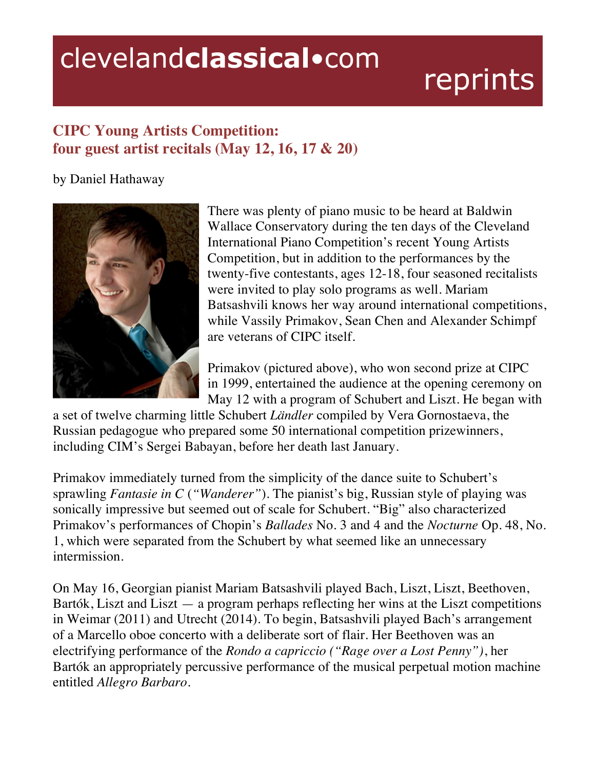# CIPC Young Artists Competition: four guest artist recitals (May 12, 16, 17 & 20)

by Daniel Hathaway

There was plenty of piano music to be heard at Baldwin Wallace Conservatory during the ten days of the Cleveland International Piano Competition's recent Young Artists Competition, but in addition to the performances by the twenty-five contestants, ages 12-18, four seasoned recitalists were invited to play solo programs as well. Mariam Batsashvili knows her way around international competitions, while Vassily Primakov, Sean Chen and Alexander Schimpf are veterans of CIPC itself.

Primakov (pictured above), who won second prize at CIPC in 1999, entertained the audience at the opening ceremony on May 12 with a program of Schubert and Liszt. He began with a set of twelve charming little Schubert *Ländler* compiled by Vera Gornostaeva, the Russian pedagogue who prepared some 50 international competition prizewinners, including CIM's Sergei Babayan, before her death last January.

Primakov immediately turned from the simplicity of the dance suite to Schubert's sprawling *Fantasie in C* (*"Wanderer"*). The pianist's big, Russian style of playing was sonically impressive but seemed out of scale for Schubert. "Big" also characterized Primakov's performances of Chopin's *Ballades* No. 3 and 4 and the *Nocturne* Op. 48, No. 1, which were separated from the Schubert by what seemed like an unnecessary intermission.

On May 16, Georgian pianist Mariam Batsashvili played Bach, Liszt, Liszt, Beethoven, Bartók, Liszt and Liszt — a program perhaps reflecting her wins at the Liszt competitions in Weimar (2011) and Utrecht (2014). To begin, Batsashvili played Bach's arrangement of a Marcello oboe concerto with a deliberate sort of flair. Her Beethoven was an electrifying performance of the *Rondo a capriccio ("Rage over a Lost Penny")*, her Bartók an appropriately percussive performance of the musical perpetual motion machine entitled *Allegro Barbaro*.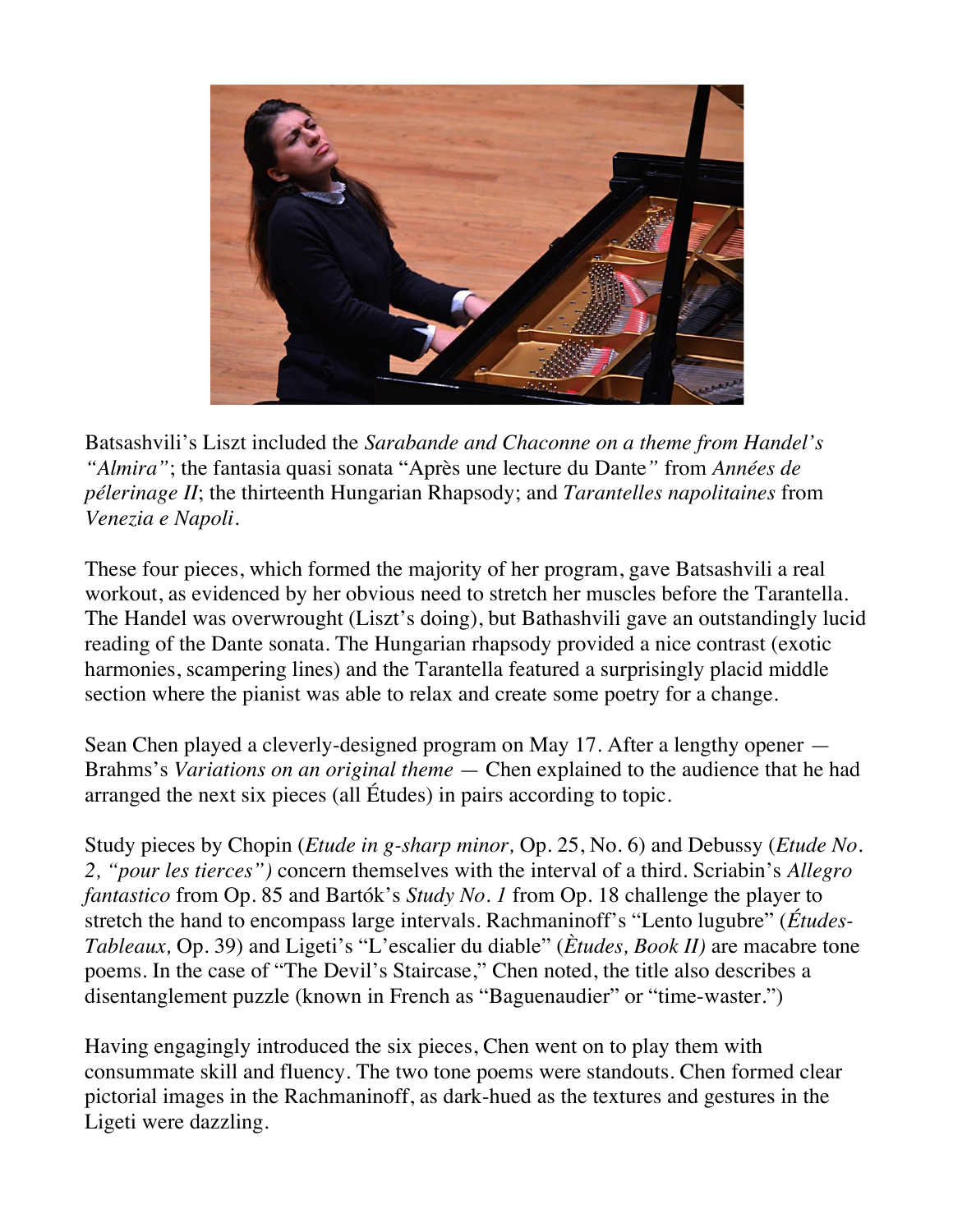Batsashvili's Liszt included the *Sarabande and Chaconne on a theme from Handel's "Almira"*; the fantasia quasi sonata "Après une lecture du Dante" from *Années de pélerinage II*; the thirteenth Hungarian Rhapsody; and *Tarantelles napolitaines* from *Venezia e Napoli*.

These four pieces, which formed the majority of her program, gave Batsashvili a real workout, as evidenced by her obvious need to stretch her muscles before the Tarantella. The Handel was overwrought (Liszt's doing), but Bathashvili gave an outstandingly lucid reading of the Dante sonata. The Hungarian rhapsody provided a nice contrast (exotic harmonies, scampering lines) and the Tarantella featured a surprisingly placid middle section where the pianist was able to relax and create some poetry for a change.

Sean Chen played a cleverly-designed program on May 17. After a lengthy opener — Brahms's *Variations on an original theme* — Chen explained to the audience that he had arranged the next six pieces (all Études) in pairs according to topic.

Study pieces by Chopin (*Etude in g-sharp minor,* Op. 25, No. 6) and Debussy (*Etude No. 2, "pour les tierces")* concern themselves with the interval of a third. Scriabin's *Allegro fantastico* from Op. 85 and Bartók's *Study No. 1* from Op. 18 challenge the player to stretch the hand to encompass large intervals. Rachmaninoff's "Lento lugubre" (*Études-Tableaux,* Op. 39) and Ligeti's "L'escalier du diable" (*Ètudes, Book II)* are macabre tone poems. In the case of "The Devil's Staircase," Chen noted, the title also describes a disentanglement puzzle (known in French as "Baguenaudier" or "time-waster.")

Having engagingly introduced the six pieces, Chen went on to play them with consummate skill and fluency. The two tone poems were standouts. Chen formed clear pictorial images in the Rachmaninoff, as dark-hued as the textures and gestures in the Ligeti were dazzling.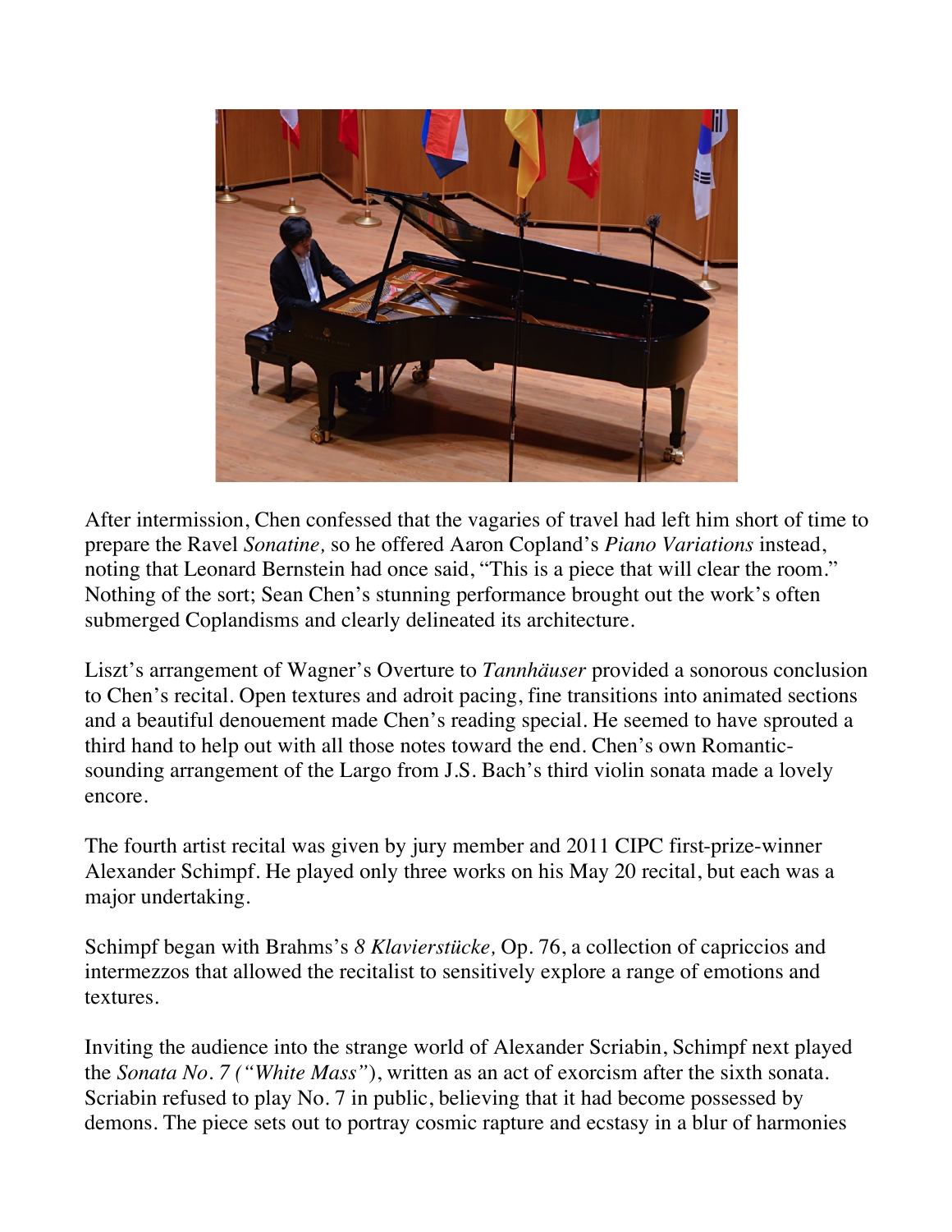After intermission, Chen confessed that the vagaries of travel had left him short of time to prepare the Ravel *Sonatine,* so he offered Aaron Copland's *Piano Variations* instead, noting that Leonard Bernstein had once said, "This is a piece that will clear the room." Nothing of the sort; Sean Chen's stunning performance brought out the work's often submerged Coplandisms and clearly delineated its architecture.

Liszt's arrangement of Wagner's Overture to *Tannhäuser* provided a sonorous conclusion to Chen's recital. Open textures and adroit pacing, fine transitions into animated sections and a beautiful denouement made Chen's reading special. He seemed to have sprouted a third hand to help out with all those notes toward the end. Chen's own Romantic-sounding arrangement of the Largo from J.S. Bach's third violin sonata made a lovely encore.

The fourth artist recital was given by jury member and 2011 CIPC first-prize-winner Alexander Schimpf. He played only three works on his May 20 recital, but each was a major undertaking.

Schimpf began with Brahms's *8 Klavierstücke,* Op. 76, a collection of capriccios and intermezzos that allowed the recitalist to sensitively explore a range of emotions and textures.

Inviting the audience into the strange world of Alexander Scriabin, Schimpf next played the *Sonata No. 7 ("White Mass"*), written as an act of exorcism after the sixth sonata. Scriabin refused to play No. 7 in public, believing that it had become possessed by demons. The piece sets out to portray cosmic rapture and ecstasy in a blur of harmonies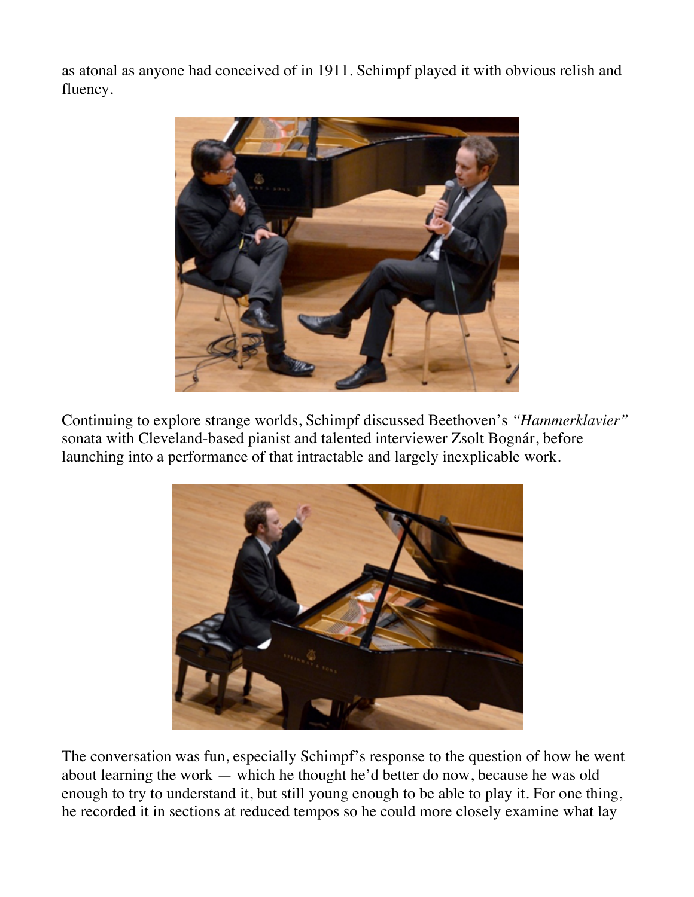as atonal as anyone had conceived of in 1911. Schimpf played it with obvious relish and fluency.

Continuing to explore strange worlds, Schimpf discussed Beethoven's *"Hammerklavier"* sonata with Cleveland-based pianist and talented interviewer Zsolt Bognár, before launching into a performance of that intractable and largely inexplicable work.

The conversation was fun, especially Schimpf's response to the question of how he went about learning the work — which he thought he'd better do now, because he was old enough to try to understand it, but still young enough to be able to play it. For one thing, he recorded it in sections at reduced tempos so he could more closely examine what lay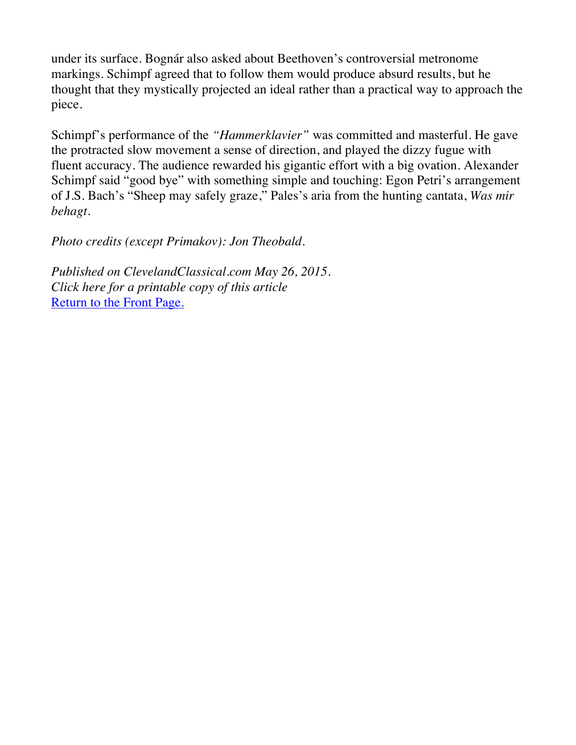under its surface. Bognár also asked about Beethoven's controversial metronome markings. Schimpf agreed that to follow them would produce absurd results, but he thought that they mystically projected an ideal rather than a practical way to approach the piece.

Schimpf's performance of the *"Hammerklavier"* was committed and masterful. He gave the protracted slow movement a sense of direction, and played the dizzy fugue with fluent accuracy. The audience rewarded his gigantic effort with a big ovation. Alexander Schimpf said "good bye" with something simple and touching: Egon Petri's arrangement of J.S. Bach's "Sheep may safely graze," Pales's aria from the hunting cantata, *Was mir behagt*.

*Photo credits (except Primakov): Jon Theobald.*

*Published on ClevelandClassical.com May 26, 2015.*
*Click here for a printable copy of this article*
[Return to the Front Page.]